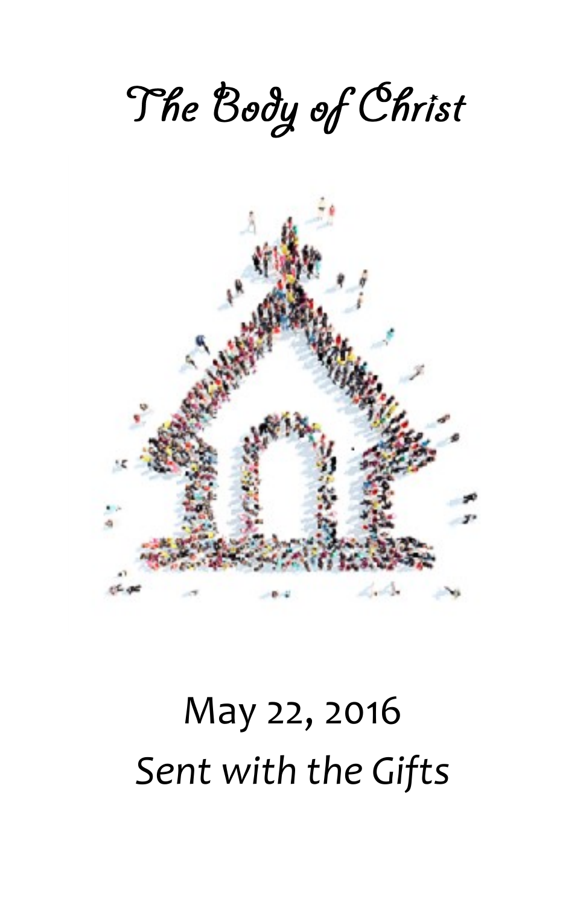# The Body of Christ

May 22, 2016

*Sent with the Gifts*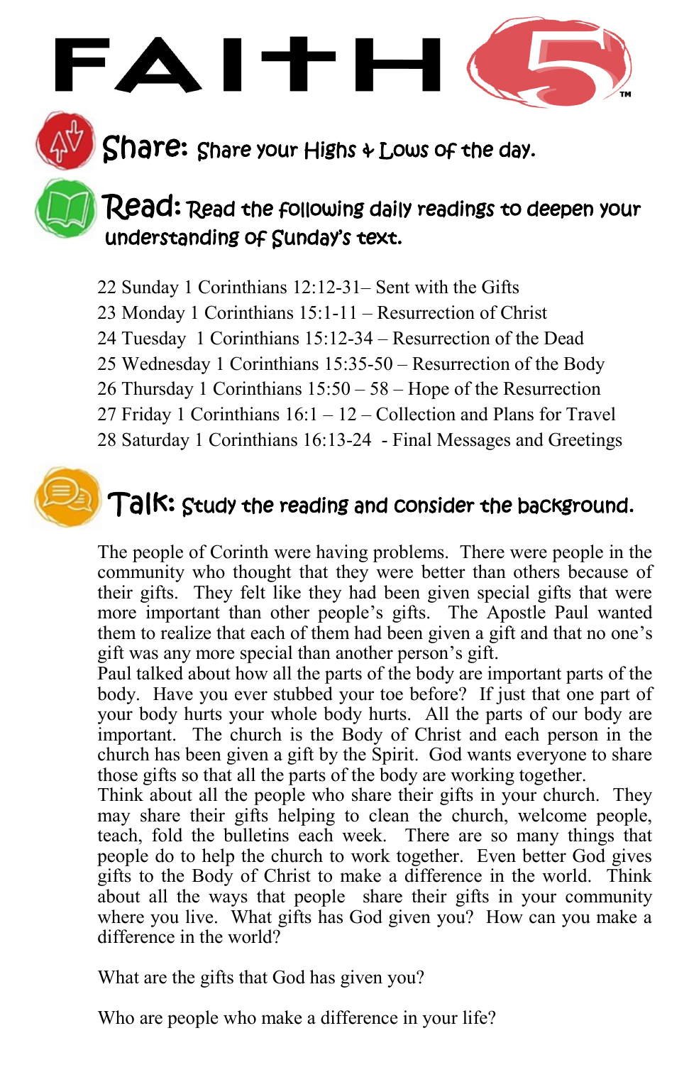# FAITH 5™

## Share: Share your Highs & Lows of the day.

## Read: Read the following daily readings to deepen your understanding of Sunday's text.

22 Sunday 1 Corinthians 12:12-31– Sent with the Gifts
23 Monday 1 Corinthians 15:1-11 – Resurrection of Christ
24 Tuesday 1 Corinthians 15:12-34 – Resurrection of the Dead
25 Wednesday 1 Corinthians 15:35-50 – Resurrection of the Body
26 Thursday 1 Corinthians 15:50 – 58 – Hope of the Resurrection
27 Friday 1 Corinthians 16:1 – 12 – Collection and Plans for Travel
28 Saturday 1 Corinthians 16:13-24 - Final Messages and Greetings

## Talk: Study the reading and consider the background.

The people of Corinth were having problems. There were people in the community who thought that they were better than others because of their gifts. They felt like they had been given special gifts that were more important than other people's gifts. The Apostle Paul wanted them to realize that each of them had been given a gift and that no one's gift was any more special than another person's gift.
Paul talked about how all the parts of the body are important parts of the body. Have you ever stubbed your toe before? If just that one part of your body hurts your whole body hurts. All the parts of our body are important. The church is the Body of Christ and each person in the church has been given a gift by the Spirit. God wants everyone to share those gifts so that all the parts of the body are working together.
Think about all the people who share their gifts in your church. They may share their gifts helping to clean the church, welcome people, teach, fold the bulletins each week. There are so many things that people do to help the church to work together. Even better God gives gifts to the Body of Christ to make a difference in the world. Think about all the ways that people share their gifts in your community where you live. What gifts has God given you? How can you make a difference in the world?

What are the gifts that God has given you?

Who are people who make a difference in your life?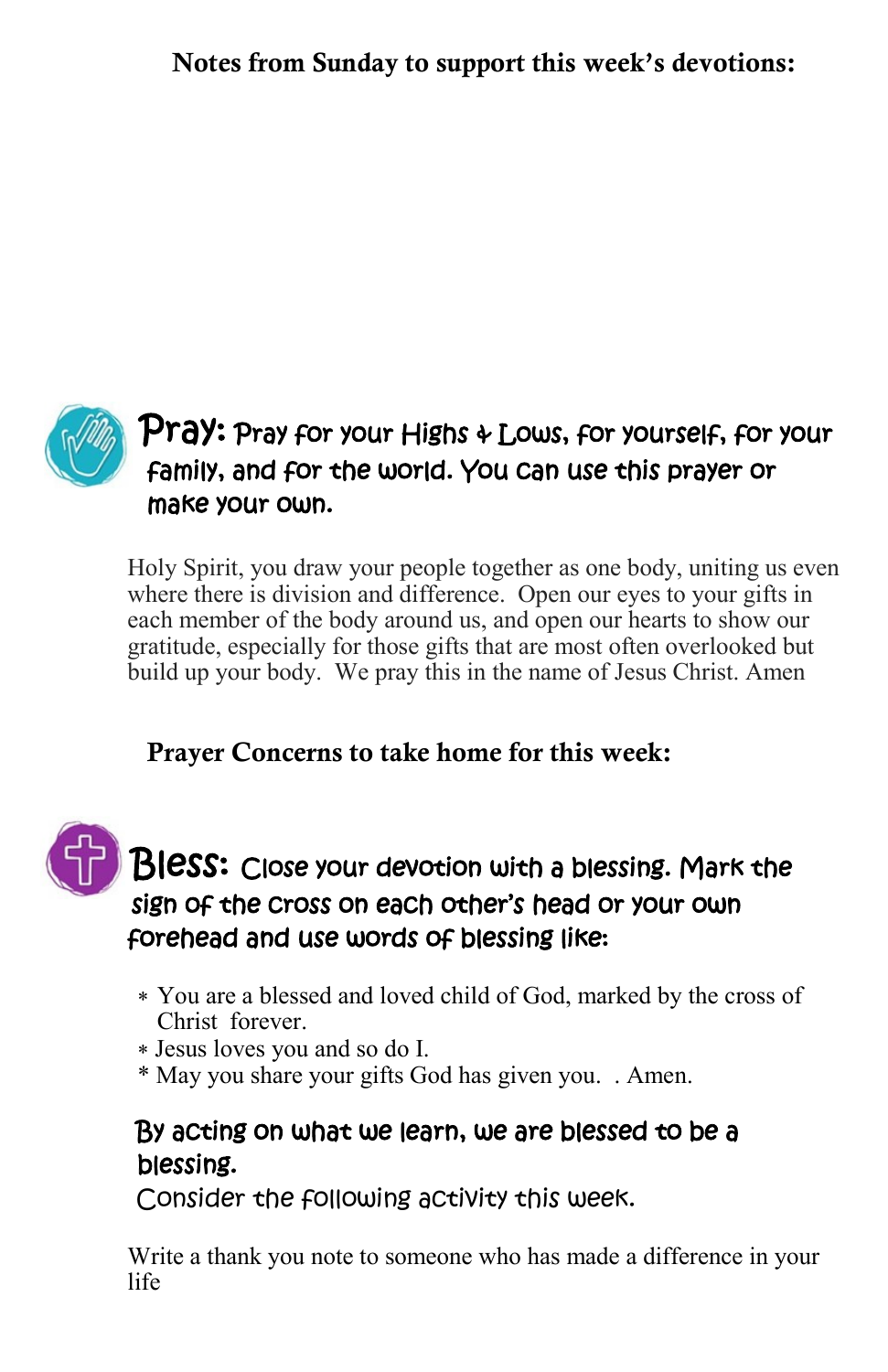**Notes from Sunday to support this week's devotions:**

**Pray:** Pray for your Highs & Lows, for yourself, for your family, and for the world. You can use this prayer or make your own.

Holy Spirit, you draw your people together as one body, uniting us even where there is division and difference. Open our eyes to your gifts in each member of the body around us, and open our hearts to show our gratitude, especially for those gifts that are most often overlooked but build up your body. We pray this in the name of Jesus Christ. Amen

**Prayer Concerns to take home for this week:**

**Bless:** Close your devotion with a blessing. Mark the sign of the cross on each other's head or your own forehead and use words of blessing like:

- You are a blessed and loved child of God, marked by the cross of Christ forever.
- Jesus loves you and so do I.
- May you share your gifts God has given you. . Amen.

By acting on what we learn, we are blessed to be a blessing.
Consider the following activity this week.

Write a thank you note to someone who has made a difference in your life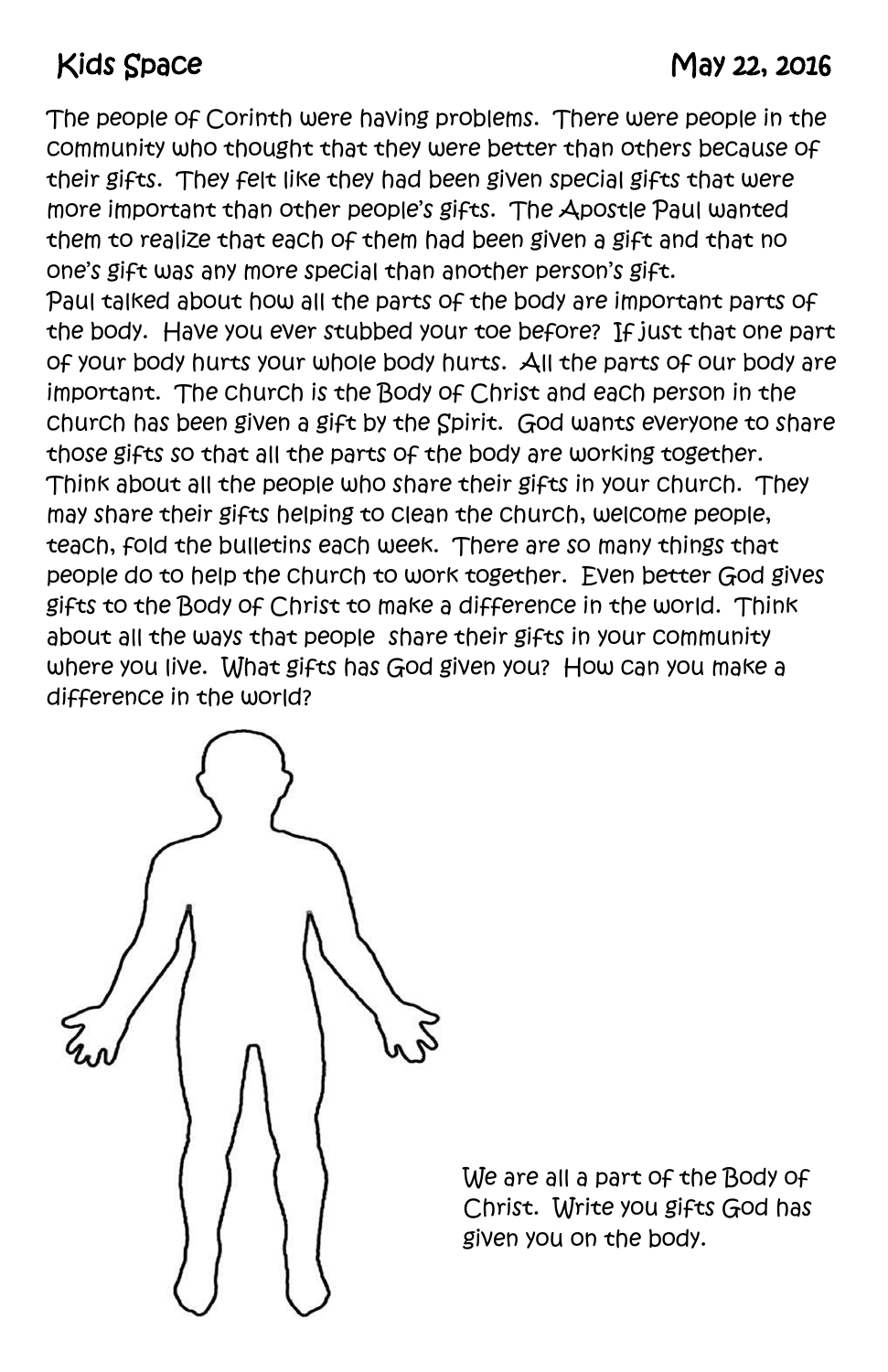Kids Space

May 22, 2016

The people of Corinth were having problems. There were people in the community who thought that they were better than others because of their gifts. They felt like they had been given special gifts that were more important than other people's gifts. The Apostle Paul wanted them to realize that each of them had been given a gift and that no one's gift was any more special than another person's gift.

Paul talked about how all the parts of the body are important parts of the body. Have you ever stubbed your toe before? If just that one part of your body hurts your whole body hurts. All the parts of our body are important. The church is the Body of Christ and each person in the church has been given a gift by the Spirit. God wants everyone to share those gifts so that all the parts of the body are working together. Think about all the people who share their gifts in your church. They may share their gifts helping to clean the church, welcome people, teach, fold the bulletins each week. There are so many things that people do to help the church to work together. Even better God gives gifts to the Body of Christ to make a difference in the world. Think about all the ways that people share their gifts in your community where you live. What gifts has God given you? How can you make a difference in the world?

We are all a part of the Body of Christ. Write you gifts God has given you on the body.